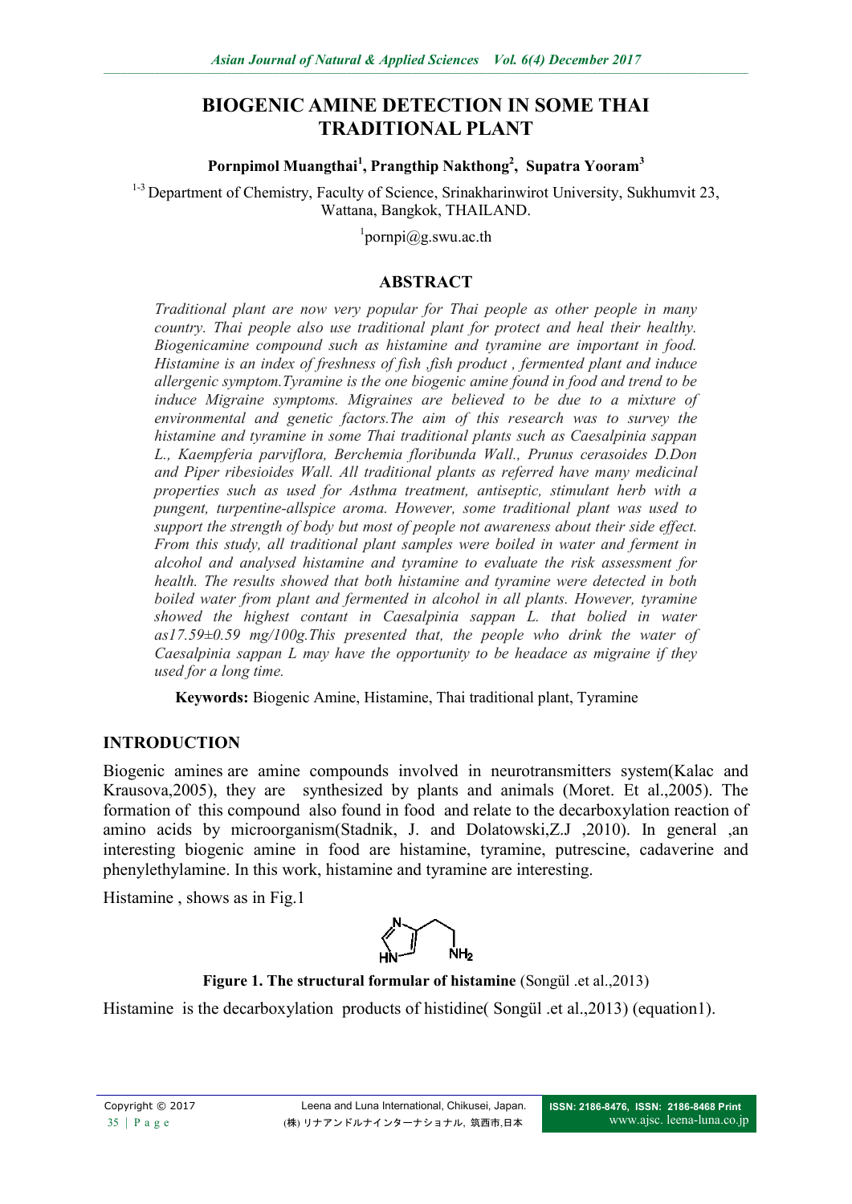# BIOGENIC AMINE DETECTION IN SOME THAI TRADITIONAL PLANT

**Pornpimol Muangthai[1], Prangthip Nakthong[2], Supatra Yooram[3]**

[1-3] Department of Chemistry, Faculty of Science, Srinakharinwirot University, Sukhumvit 23, Wattana, Bangkok, THAILAND.

[1]pornpi@g.swu.ac.th

## ABSTRACT

*Traditional plant are now very popular for Thai people as other people in many country. Thai people also use traditional plant for protect and heal their healthy. Biogenicamine compound such as histamine and tyramine are important in food. Histamine is an index of freshness of fish ,fish product , fermented plant and induce allergenic symptom.Tyramine is the one biogenic amine found in food and trend to be induce Migraine symptoms. Migraines are believed to be due to a mixture of environmental and genetic factors.The aim of this research was to survey the histamine and tyramine in some Thai traditional plants such as Caesalpinia sappan L., Kaempferia parviflora, Berchemia floribunda Wall., Prunus cerasoides D.Don and Piper ribesioides Wall. All traditional plants as referred have many medicinal properties such as used for Asthma treatment, antiseptic, stimulant herb with a pungent, turpentine-allspice aroma. However, some traditional plant was used to support the strength of body but most of people not awareness about their side effect. From this study, all traditional plant samples were boiled in water and ferment in alcohol and analysed histamine and tyramine to evaluate the risk assessment for health. The results showed that both histamine and tyramine were detected in both boiled water from plant and fermented in alcohol in all plants. However, tyramine showed the highest contant in Caesalpinia sappan L. that bolied in water as17.59±0.59 mg/100g.This presented that, the people who drink the water of Caesalpinia sappan L may have the opportunity to be headace as migraine if they used for a long time.*

**Keywords:** Biogenic Amine, Histamine, Thai traditional plant, Tyramine

## INTRODUCTION

Biogenic amines are amine compounds involved in neurotransmitters system(Kalac and Krausova,2005), they are synthesized by plants and animals (Moret. Et al.,2005). The formation of this compound also found in food and relate to the decarboxylation reaction of amino acids by microorganism(Stadnik, J. and Dolatowski,Z.J ,2010). In general ,an interesting biogenic amine in food are histamine, tyramine, putrescine, cadaverine and phenylethylamine. In this work, histamine and tyramine are interesting.

Histamine , shows as in Fig.1

**Figure 1. The structural formular of histamine** (Songül .et al.,2013)

Histamine is the decarboxylation products of histidine( Songül .et al.,2013) (equation1).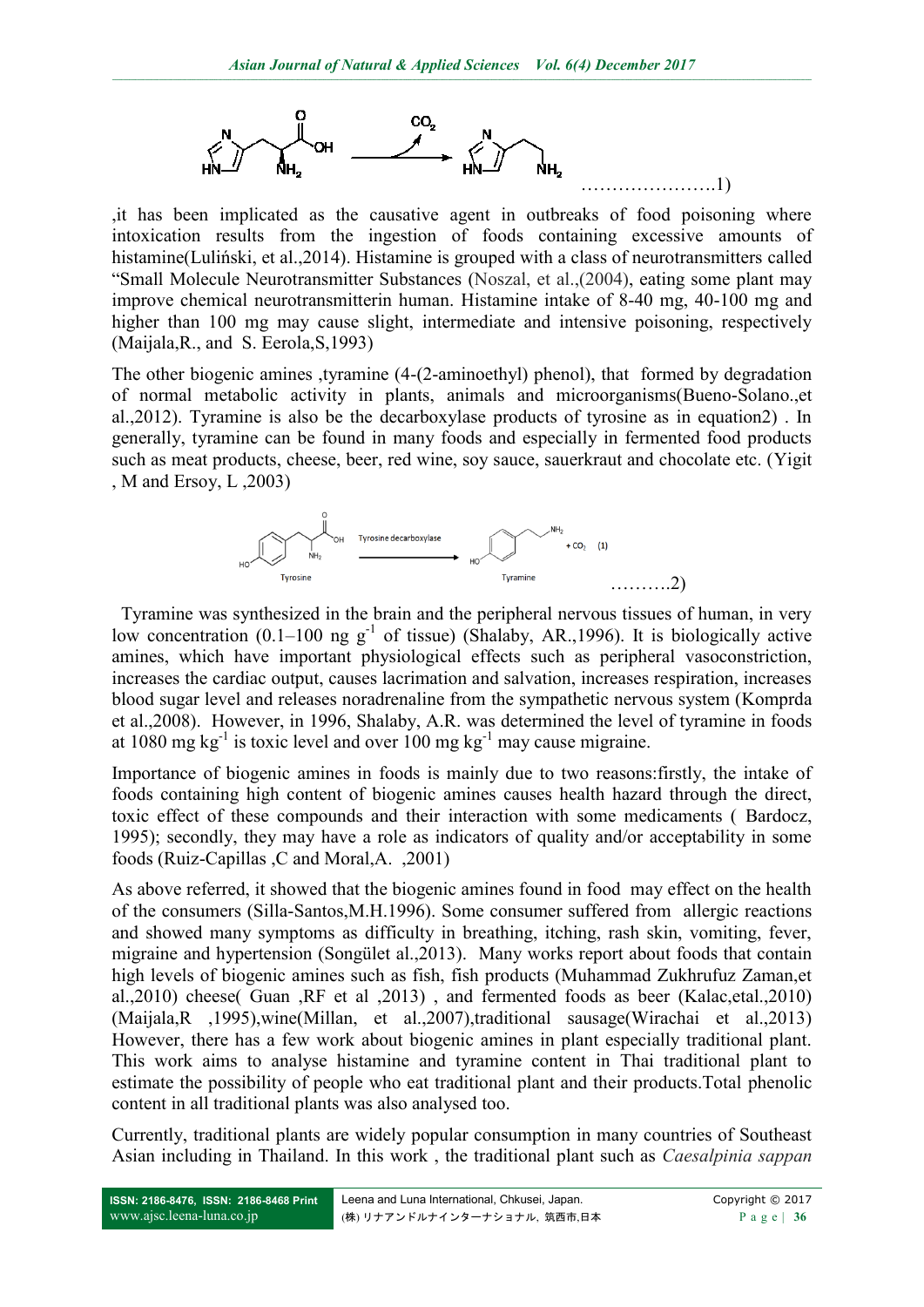…………………..1)

,it has been implicated as the causative agent in outbreaks of food poisoning where intoxication results from the ingestion of foods containing excessive amounts of histamine(Luliński, et al.,2014). Histamine is grouped with a class of neurotransmitters called "Small Molecule Neurotransmitter Substances (Noszal, et al.,(2004), eating some plant may improve chemical neurotransmitterin human. Histamine intake of 8-40 mg, 40-100 mg and higher than 100 mg may cause slight, intermediate and intensive poisoning, respectively (Maijala,R., and S. Eerola,S,1993)

The other biogenic amines ,tyramine (4-(2-aminoethyl) phenol), that formed by degradation of normal metabolic activity in plants, animals and microorganisms(Bueno-Solano.,et al.,2012). Tyramine is also be the decarboxylase products of tyrosine as in equation2) . In generally, tyramine can be found in many foods and especially in fermented food products such as meat products, cheese, beer, red wine, soy sauce, sauerkraut and chocolate etc. (Yigit , M and Ersoy, L ,2003)

Tyrosine —Tyrosine decarboxylase→ Tyramine + $CO_2$ (1)

……….2)

Tyramine was synthesized in the brain and the peripheral nervous tissues of human, in very low concentration (0.1–100 ng $g^{-1}$ of tissue) (Shalaby, AR.,1996). It is biologically active amines, which have important physiological effects such as peripheral vasoconstriction, increases the cardiac output, causes lacrimation and salvation, increases respiration, increases blood sugar level and releases noradrenaline from the sympathetic nervous system (Komprda et al.,2008). However, in 1996, Shalaby, A.R. was determined the level of tyramine in foods at 1080 mg $kg^{-1}$ is toxic level and over 100 mg $kg^{-1}$ may cause migraine.

Importance of biogenic amines in foods is mainly due to two reasons:firstly, the intake of foods containing high content of biogenic amines causes health hazard through the direct, toxic effect of these compounds and their interaction with some medicaments ( Bardocz, 1995); secondly, they may have a role as indicators of quality and/or acceptability in some foods (Ruiz-Capillas ,C and Moral,A. ,2001)

As above referred, it showed that the biogenic amines found in food may effect on the health of the consumers (Silla-Santos,M.H.1996). Some consumer suffered from allergic reactions and showed many symptoms as difficulty in breathing, itching, rash skin, vomiting, fever, migraine and hypertension (Songület al.,2013). Many works report about foods that contain high levels of biogenic amines such as fish, fish products (Muhammad Zukhrufuz Zaman,et al.,2010) cheese( Guan ,RF et al ,2013) , and fermented foods as beer (Kalac,etal.,2010) (Maijala,R ,1995),wine(Millan, et al.,2007),traditional sausage(Wirachai et al.,2013) However, there has a few work about biogenic amines in plant especially traditional plant. This work aims to analyse histamine and tyramine content in Thai traditional plant to estimate the possibility of people who eat traditional plant and their products.Total phenolic content in all traditional plants was also analysed too.

Currently, traditional plants are widely popular consumption in many countries of Southeast Asian including in Thailand. In this work , the traditional plant such as *Caesalpinia sappan*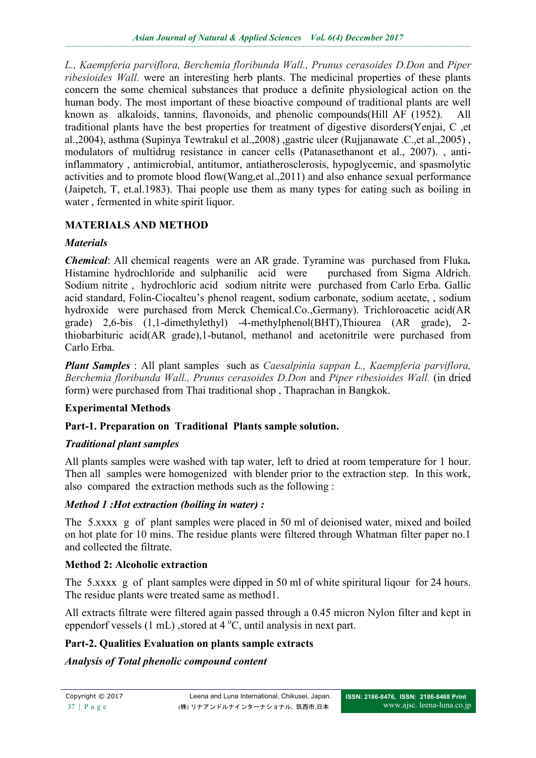*L., Kaempferia parviflora, Berchemia floribunda Wall., Prunus cerasoides D.Don* and *Piper ribesioides Wall.* were an interesting herb plants. The medicinal properties of these plants concern the some chemical substances that produce a definite physiological action on the human body. The most important of these bioactive compound of traditional plants are well known as alkaloids, tannins, flavonoids, and phenolic compounds(Hill AF (1952). All traditional plants have the best properties for treatment of digestive disorders(Yenjai, C ,et al.,2004), asthma (Supinya Tewtrakul et al.,2008) ,gastric ulcer (Rujjanawate .C.,et al.,2005) , modulators of multidrug resistance in cancer cells (Patanasethanont et al., 2007). , anti-inflammatory , antimicrobial, antitumor, antiatherosclerosis, hypoglycemic, and spasmolytic activities and to promote blood flow(Wang,et al.,2011) and also enhance sexual performance (Jaipetch, T, et.al.1983). Thai people use them as many types for eating such as boiling in water , fermented in white spirit liquor.

## MATERIALS AND METHOD

### *Materials*

***Chemical***: All chemical reagents were an AR grade. Tyramine was purchased from Fluka**.** Histamine hydrochloride and sulphanilic acid were purchased from Sigma Aldrich. Sodium nitrite , hydrochloric acid sodium nitrite were purchased from Carlo Erba. Gallic acid standard, Folin-Ciocalteu's phenol reagent, sodium carbonate, sodium acetate, , sodium hydroxide were purchased from Merck Chemical.Co.,Germany). Trichloroacetic acid(AR grade) 2,6-bis (1,1-dimethylethyl) -4-methylphenol(BHT),Thiourea (AR grade), 2-thiobarbituric acid(AR grade),1-butanol, methanol and acetonitrile were purchased from Carlo Erba.

***Plant Samples*** : All plant samples such as *Caesalpinia sappan L., Kaempferia parviflora, Berchemia floribunda Wall., Prunus cerasoides D.Don* and *Piper ribesioides Wall.* (in dried form) were purchased from Thai traditional shop , Thaprachan in Bangkok.

### Experimental Methods

### Part-1. Preparation on Traditional Plants sample solution.

#### *Traditional plant samples*

All plants samples were washed with tap water, left to dried at room temperature for 1 hour. Then all samples were homogenized with blender prior to the extraction step. In this work, also compared the extraction methods such as the following :

#### *Method 1 :Hot extraction (boiling in water) :*

The 5.xxxx g of plant samples were placed in 50 ml of deionised water, mixed and boiled on hot plate for 10 mins. The residue plants were filtered through Whatman filter paper no.1 and collected the filtrate.

#### Method 2: Alcoholic extraction

The 5.xxxx g of plant samples were dipped in 50 ml of white spiritural liqour for 24 hours. The residue plants were treated same as method1.

All extracts filtrate were filtered again passed through a 0.45 micron Nylon filter and kept in eppendorf vessels (1 mL) ,stored at 4 $^{o}$C, until analysis in next part.

### Part-2. Qualities Evaluation on plants sample extracts

#### *Analysis of Total phenolic compound content*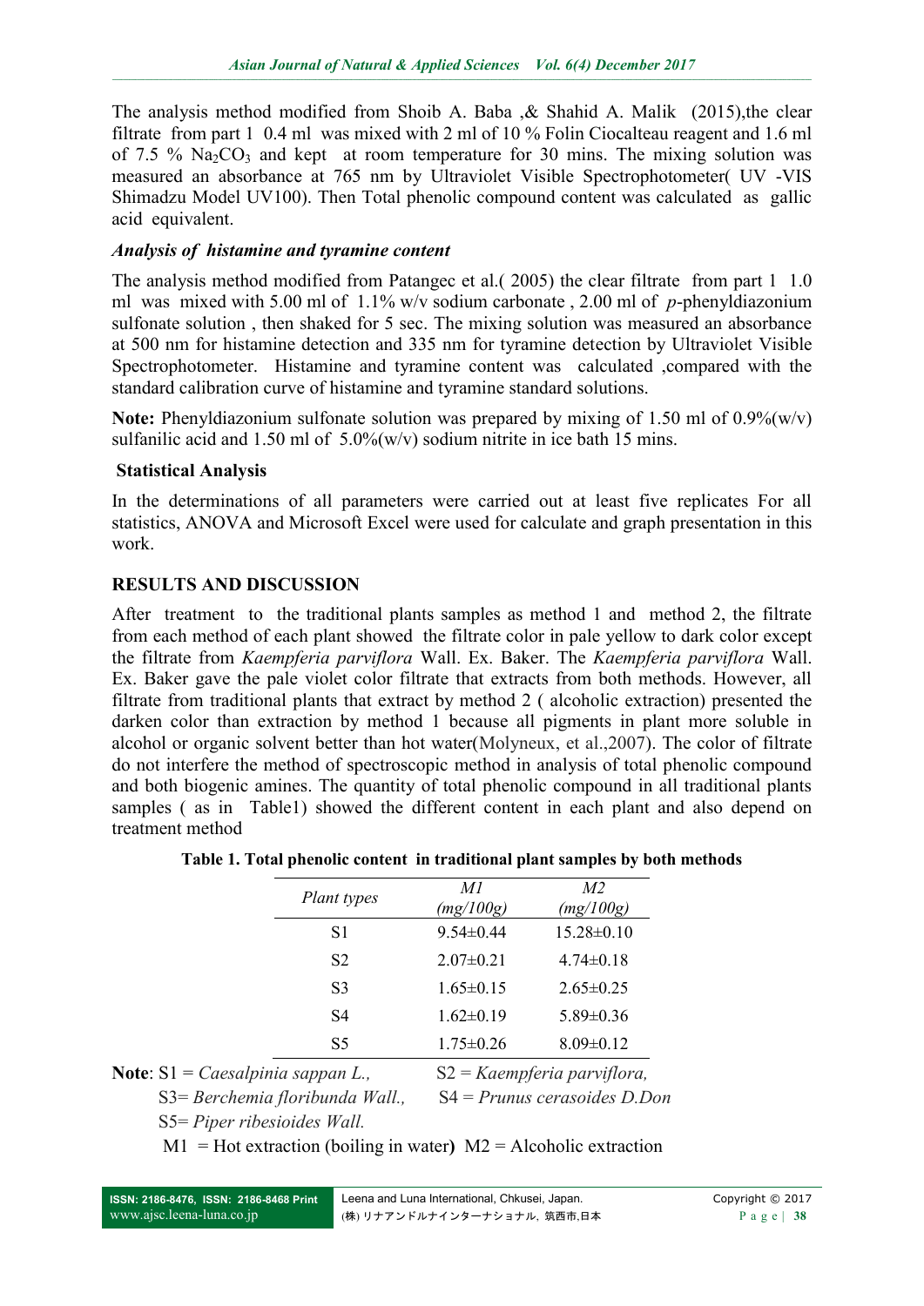The analysis method modified from Shoib A. Baba ,& Shahid A. Malik (2015),the clear filtrate from part 1 0.4 ml was mixed with 2 ml of 10 % Folin Ciocalteau reagent and 1.6 ml of 7.5 % $Na_2CO_3$ and kept at room temperature for 30 mins. The mixing solution was measured an absorbance at 765 nm by Ultraviolet Visible Spectrophotometer( UV -VIS Shimadzu Model UV100). Then Total phenolic compound content was calculated as gallic acid equivalent.

***Analysis of histamine and tyramine content***

The analysis method modified from Patangec et al.( 2005) the clear filtrate from part 1 1.0 ml was mixed with 5.00 ml of 1.1% w/v sodium carbonate , 2.00 ml of *p*-phenyldiazonium sulfonate solution , then shaked for 5 sec. The mixing solution was measured an absorbance at 500 nm for histamine detection and 335 nm for tyramine detection by Ultraviolet Visible Spectrophotometer. Histamine and tyramine content was calculated ,compared with the standard calibration curve of histamine and tyramine standard solutions.

**Note:** Phenyldiazonium sulfonate solution was prepared by mixing of 1.50 ml of 0.9%(w/v) sulfanilic acid and 1.50 ml of 5.0%(w/v) sodium nitrite in ice bath 15 mins.

**Statistical Analysis**

In the determinations of all parameters were carried out at least five replicates For all statistics, ANOVA and Microsoft Excel were used for calculate and graph presentation in this work.

## RESULTS AND DISCUSSION

After treatment to the traditional plants samples as method 1 and method 2, the filtrate from each method of each plant showed the filtrate color in pale yellow to dark color except the filtrate from *Kaempferia parviflora* Wall. Ex. Baker. The *Kaempferia parviflora* Wall. Ex. Baker gave the pale violet color filtrate that extracts from both methods. However, all filtrate from traditional plants that extract by method 2 ( alcoholic extraction) presented the darken color than extraction by method 1 because all pigments in plant more soluble in alcohol or organic solvent better than hot water(Molyneux, et al.,2007). The color of filtrate do not interfere the method of spectroscopic method in analysis of total phenolic compound and both biogenic amines. The quantity of total phenolic compound in all traditional plants samples ( as in Table1) showed the different content in each plant and also depend on treatment method

**Table 1. Total phenolic content in traditional plant samples by both methods**

| *Plant types* | *M1 (mg/100g)* | *M2 (mg/100g)* |
|---|---|---|
| S1 | 9.54±0.44 | 15.28±0.10 |
| S2 | 2.07±0.21 | 4.74±0.18 |
| S3 | 1.65±0.15 | 2.65±0.25 |
| S4 | 1.62±0.19 | 5.89±0.36 |
| S5 | 1.75±0.26 | 8.09±0.12 |

**Note**: S1 = *Caesalpinia sappan L.,* S2 = *Kaempferia parviflora,*
S3= *Berchemia floribunda Wall.,* S4 = *Prunus cerasoides D.Don*
S5= *Piper ribesioides Wall.*
M1 = Hot extraction (boiling in water) M2 = Alcoholic extraction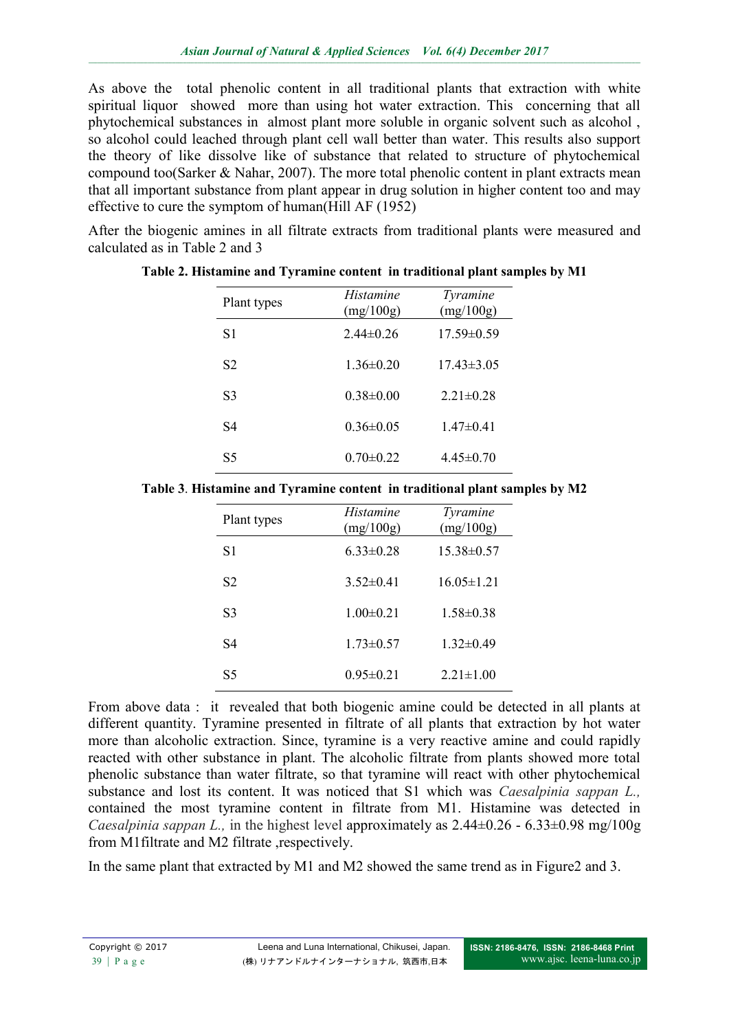As above the total phenolic content in all traditional plants that extraction with white spiritual liquor showed more than using hot water extraction. This concerning that all phytochemical substances in almost plant more soluble in organic solvent such as alcohol , so alcohol could leached through plant cell wall better than water. This results also support the theory of like dissolve like of substance that related to structure of phytochemical compound too(Sarker & Nahar, 2007). The more total phenolic content in plant extracts mean that all important substance from plant appear in drug solution in higher content too and may effective to cure the symptom of human(Hill AF (1952)

After the biogenic amines in all filtrate extracts from traditional plants were measured and calculated as in Table 2 and 3

**Table 2. Histamine and Tyramine content in traditional plant samples by M1**

| Plant types | *Histamine* (mg/100g) | *Tyramine* (mg/100g) |
|---|---|---|
| S1 | 2.44±0.26 | 17.59±0.59 |
| S2 | 1.36±0.20 | 17.43±3.05 |
| S3 | 0.38±0.00 | 2.21±0.28 |
| S4 | 0.36±0.05 | 1.47±0.41 |
| S5 | 0.70±0.22 | 4.45±0.70 |

**Table 3. Histamine and Tyramine content in traditional plant samples by M2**

| Plant types | *Histamine* (mg/100g) | *Tyramine* (mg/100g) |
|---|---|---|
| S1 | 6.33±0.28 | 15.38±0.57 |
| S2 | 3.52±0.41 | 16.05±1.21 |
| S3 | 1.00±0.21 | 1.58±0.38 |
| S4 | 1.73±0.57 | 1.32±0.49 |
| S5 | 0.95±0.21 | 2.21±1.00 |

From above data : it revealed that both biogenic amine could be detected in all plants at different quantity. Tyramine presented in filtrate of all plants that extraction by hot water more than alcoholic extraction. Since, tyramine is a very reactive amine and could rapidly reacted with other substance in plant. The alcoholic filtrate from plants showed more total phenolic substance than water filtrate, so that tyramine will react with other phytochemical substance and lost its content. It was noticed that S1 which was *Caesalpinia sappan L.,* contained the most tyramine content in filtrate from M1. Histamine was detected in *Caesalpinia sappan L.,* in the highest level approximately as 2.44±0.26 - 6.33±0.98 mg/100g from M1filtrate and M2 filtrate ,respectively.

In the same plant that extracted by M1 and M2 showed the same trend as in Figure2 and 3.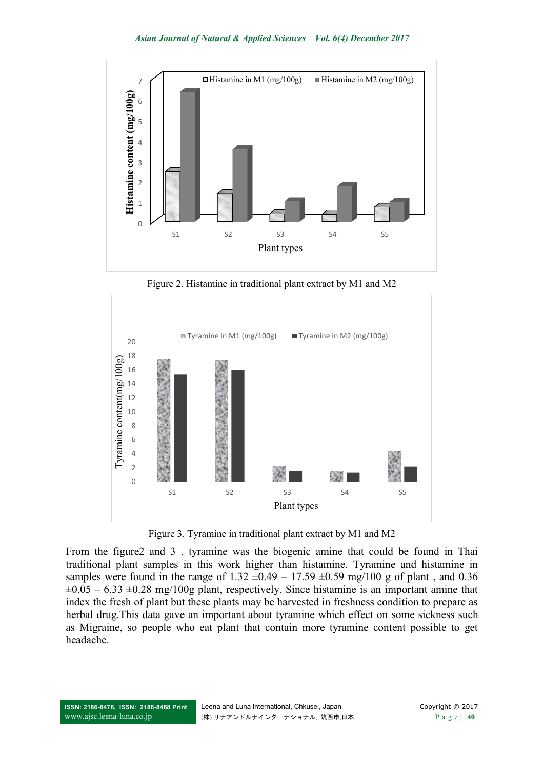Figure 2. Histamine in traditional plant extract by M1 and M2

Figure 3. Tyramine in traditional plant extract by M1 and M2

From the figure2 and 3 , tyramine was the biogenic amine that could be found in Thai traditional plant samples in this work higher than histamine. Tyramine and histamine in samples were found in the range of 1.32 ±0.49 – 17.59 ±0.59 mg/100 g of plant , and 0.36 ±0.05 – 6.33 ±0.28 mg/100g plant, respectively. Since histamine is an important amine that index the fresh of plant but these plants may be harvested in freshness condition to prepare as herbal drug.This data gave an important about tyramine which effect on some sickness such as Migraine, so people who eat plant that contain more tyramine content possible to get headache.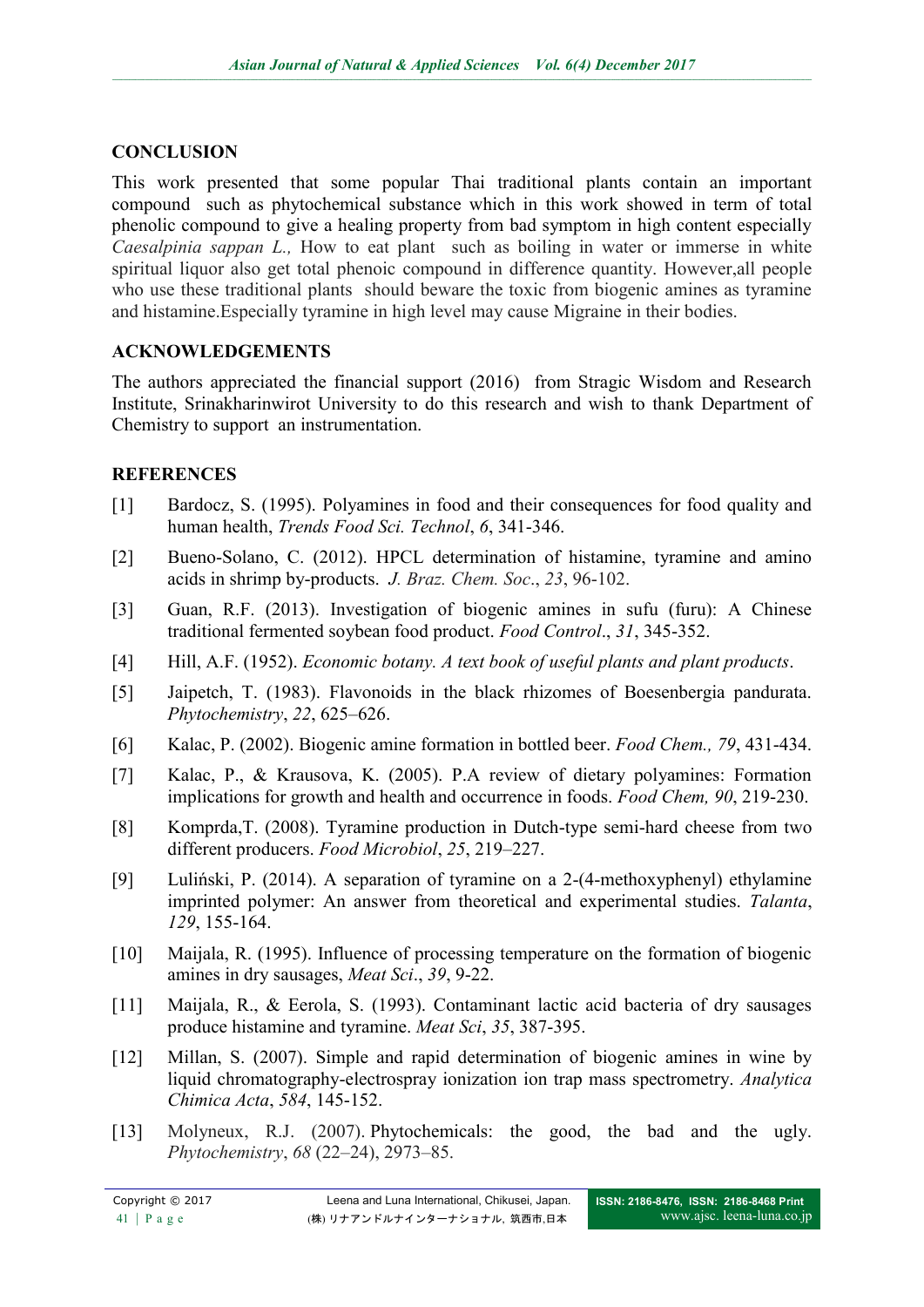## CONCLUSION

This work presented that some popular Thai traditional plants contain an important compound such as phytochemical substance which in this work showed in term of total phenolic compound to give a healing property from bad symptom in high content especially *Caesalpinia sappan L.,* How to eat plant such as boiling in water or immerse in white spiritual liquor also get total phenoic compound in difference quantity. However,all people who use these traditional plants should beware the toxic from biogenic amines as tyramine and histamine.Especially tyramine in high level may cause Migraine in their bodies.

## ACKNOWLEDGEMENTS

The authors appreciated the financial support (2016) from Stragic Wisdom and Research Institute, Srinakharinwirot University to do this research and wish to thank Department of Chemistry to support an instrumentation.

## REFERENCES

[1] Bardocz, S. (1995). Polyamines in food and their consequences for food quality and human health, *Trends Food Sci. Technol*, *6*, 341-346.

[2] Bueno-Solano, C. (2012). HPCL determination of histamine, tyramine and amino acids in shrimp by-products. *J. Braz. Chem. Soc*., *23*, 96-102.

[3] Guan, R.F. (2013). Investigation of biogenic amines in sufu (furu): A Chinese traditional fermented soybean food product. *Food Control*., *31*, 345-352.

[4] Hill, A.F. (1952). *Economic botany. A text book of useful plants and plant products*.

[5] Jaipetch, T. (1983). Flavonoids in the black rhizomes of Boesenbergia pandurata. *Phytochemistry*, *22*, 625–626.

[6] Kalac, P. (2002). Biogenic amine formation in bottled beer. *Food Chem., 79*, 431-434.

[7] Kalac, P., & Krausova, K. (2005). P.A review of dietary polyamines: Formation implications for growth and health and occurrence in foods. *Food Chem, 90*, 219-230.

[8] Komprda,T. (2008). Tyramine production in Dutch-type semi-hard cheese from two different producers. *Food Microbiol*, *25*, 219–227.

[9] Luliński, P. (2014). A separation of tyramine on a 2-(4-methoxyphenyl) ethylamine imprinted polymer: An answer from theoretical and experimental studies. *Talanta*, *129*, 155-164.

[10] Maijala, R. (1995). Influence of processing temperature on the formation of biogenic amines in dry sausages, *Meat Sci*., *39*, 9-22.

[11] Maijala, R., & Eerola, S. (1993). Contaminant lactic acid bacteria of dry sausages produce histamine and tyramine. *Meat Sci*, *35*, 387-395.

[12] Millan, S. (2007). Simple and rapid determination of biogenic amines in wine by liquid chromatography-electrospray ionization ion trap mass spectrometry. *Analytica Chimica Acta*, *584*, 145-152.

[13] Molyneux, R.J. (2007). Phytochemicals: the good, the bad and the ugly. *Phytochemistry*, *68* (22–24), 2973–85.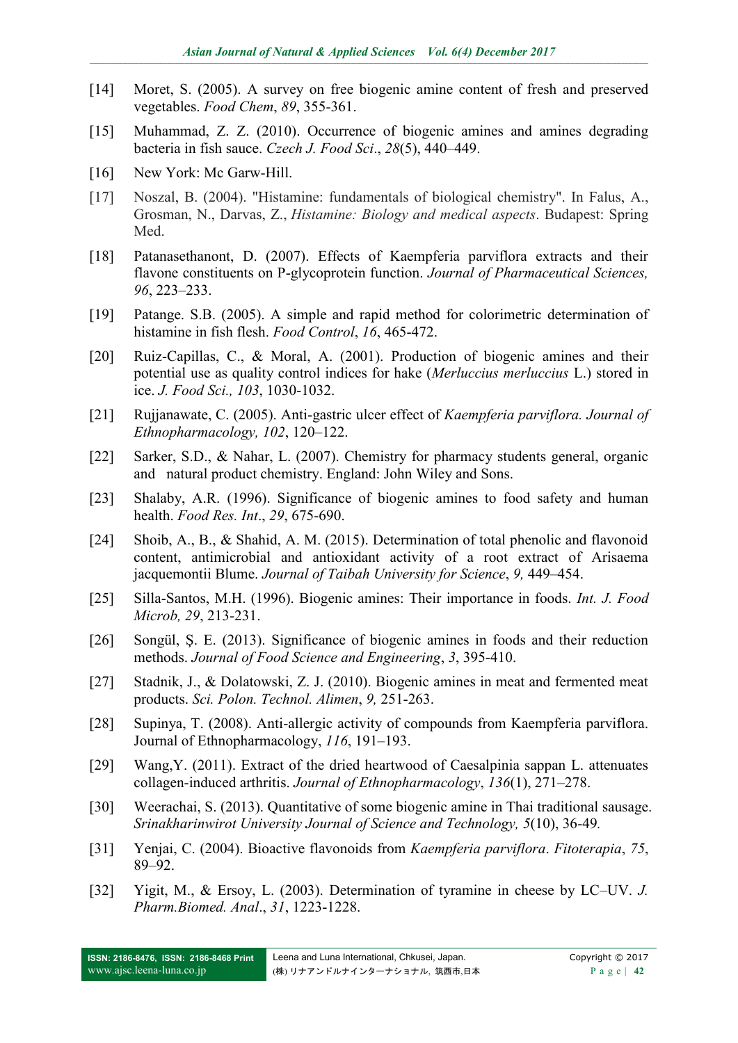[14] Moret, S. (2005). A survey on free biogenic amine content of fresh and preserved vegetables. *Food Chem*, *89*, 355-361.

[15] Muhammad, Z. Z. (2010). Occurrence of biogenic amines and amines degrading bacteria in fish sauce. *Czech J. Food Sci*., *28*(5), 440–449.

[16] New York: Mc Garw-Hill.

[17] Noszal, B. (2004). "Histamine: fundamentals of biological chemistry". In Falus, A., Grosman, N., Darvas, Z., *Histamine: Biology and medical aspects*. Budapest: Spring Med.

[18] Patanasethanont, D. (2007). Effects of Kaempferia parviflora extracts and their flavone constituents on P-glycoprotein function. *Journal of Pharmaceutical Sciences, 96*, 223–233.

[19] Patange. S.B. (2005). A simple and rapid method for colorimetric determination of histamine in fish flesh. *Food Control*, *16*, 465-472.

[20] Ruiz-Capillas, C., & Moral, A. (2001). Production of biogenic amines and their potential use as quality control indices for hake (*Merluccius merluccius* L.) stored in ice. *J. Food Sci., 103*, 1030-1032.

[21] Rujjanawate, C. (2005). Anti-gastric ulcer effect of *Kaempferia parviflora. Journal of Ethnopharmacology, 102*, 120–122.

[22] Sarker, S.D., & Nahar, L. (2007). Chemistry for pharmacy students general, organic and natural product chemistry. England: John Wiley and Sons.

[23] Shalaby, A.R. (1996). Significance of biogenic amines to food safety and human health. *Food Res. Int*., *29*, 675-690.

[24] Shoib, A., B., & Shahid, A. M. (2015). Determination of total phenolic and flavonoid content, antimicrobial and antioxidant activity of a root extract of Arisaema jacquemontii Blume. *Journal of Taibah University for Science*, *9,* 449–454.

[25] Silla-Santos, M.H. (1996). Biogenic amines: Their importance in foods. *Int. J. Food Microb, 29*, 213-231.

[26] Songül, Ş. E. (2013). Significance of biogenic amines in foods and their reduction methods. *Journal of Food Science and Engineering*, *3*, 395-410.

[27] Stadnik, J., & Dolatowski, Z. J. (2010). Biogenic amines in meat and fermented meat products. *Sci. Polon. Technol. Alimen*, *9,* 251-263.

[28] Supinya, T. (2008). Anti-allergic activity of compounds from Kaempferia parviflora. Journal of Ethnopharmacology, *116*, 191–193.

[29] Wang,Y. (2011). Extract of the dried heartwood of Caesalpinia sappan L. attenuates collagen-induced arthritis. *Journal of Ethnopharmacology*, *136*(1), 271–278.

[30] Weerachai, S. (2013). Quantitative of some biogenic amine in Thai traditional sausage. *Srinakharinwirot University Journal of Science and Technology, 5*(10), 36-49*.*

[31] Yenjai, C. (2004). Bioactive flavonoids from *Kaempferia parviflora*. *Fitoterapia*, *75*, 89–92.

[32] Yigit, M., & Ersoy, L. (2003). Determination of tyramine in cheese by LC–UV. *J. Pharm.Biomed. Anal*., *31*, 1223-1228.